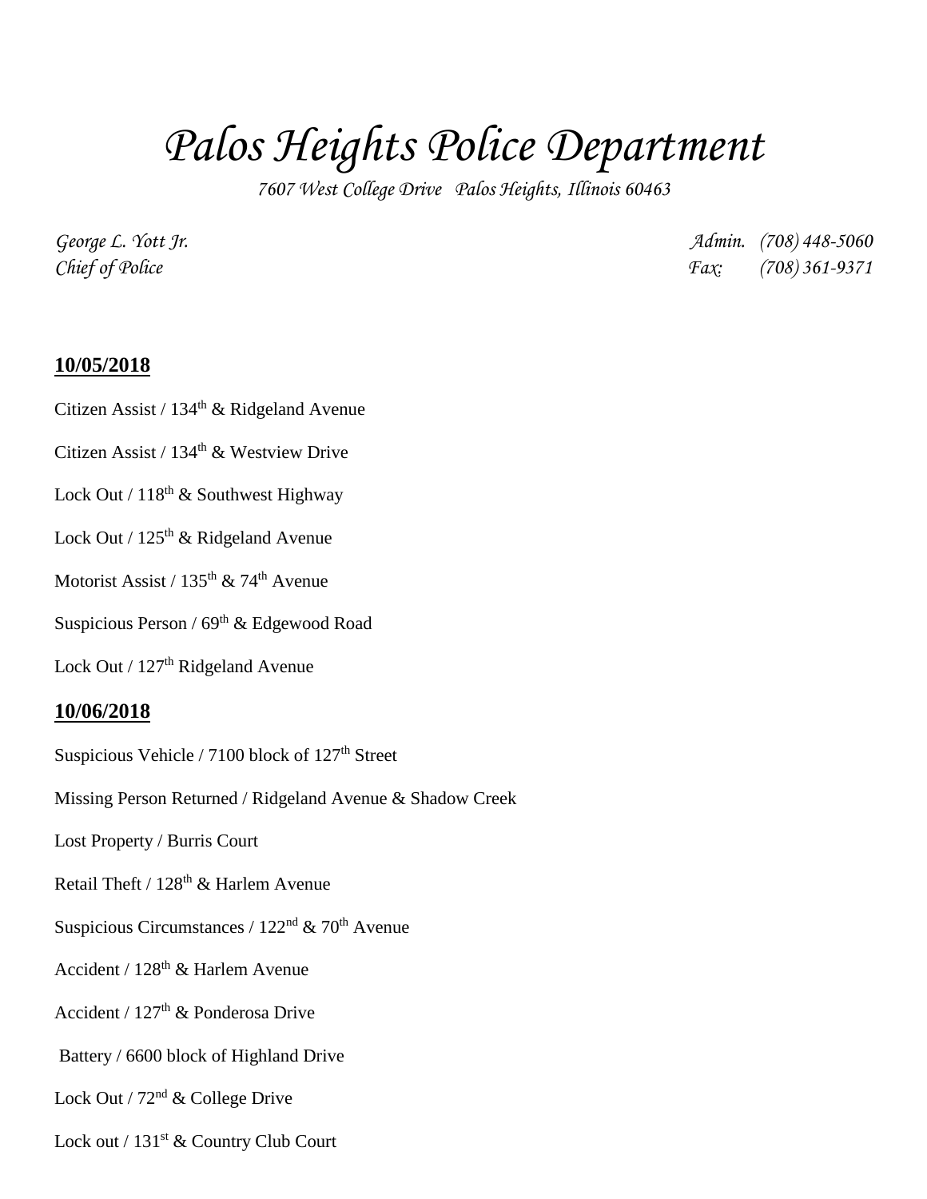# *Palos Heights Police Department*

*7607 West College Drive Palos Heights, Illinois 60463*

*George L. Yott Jr.* *Admin. (708) 448-5060*
*Chief of Police* *Fax: (708) 361-9371*

**10/05/2018**

Citizen Assist / 134th & Ridgeland Avenue

Citizen Assist / 134th & Westview Drive

Lock Out / 118th & Southwest Highway

Lock Out / 125th & Ridgeland Avenue

Motorist Assist / 135th & 74th Avenue

Suspicious Person / 69th & Edgewood Road

Lock Out / 127th Ridgeland Avenue

**10/06/2018**

Suspicious Vehicle / 7100 block of 127th Street

Missing Person Returned / Ridgeland Avenue & Shadow Creek

Lost Property / Burris Court

Retail Theft / 128th & Harlem Avenue

Suspicious Circumstances / 122nd & 70th Avenue

Accident / 128th & Harlem Avenue

Accident / 127th & Ponderosa Drive

Battery / 6600 block of Highland Drive

Lock Out / 72nd & College Drive

Lock out / 131st & Country Club Court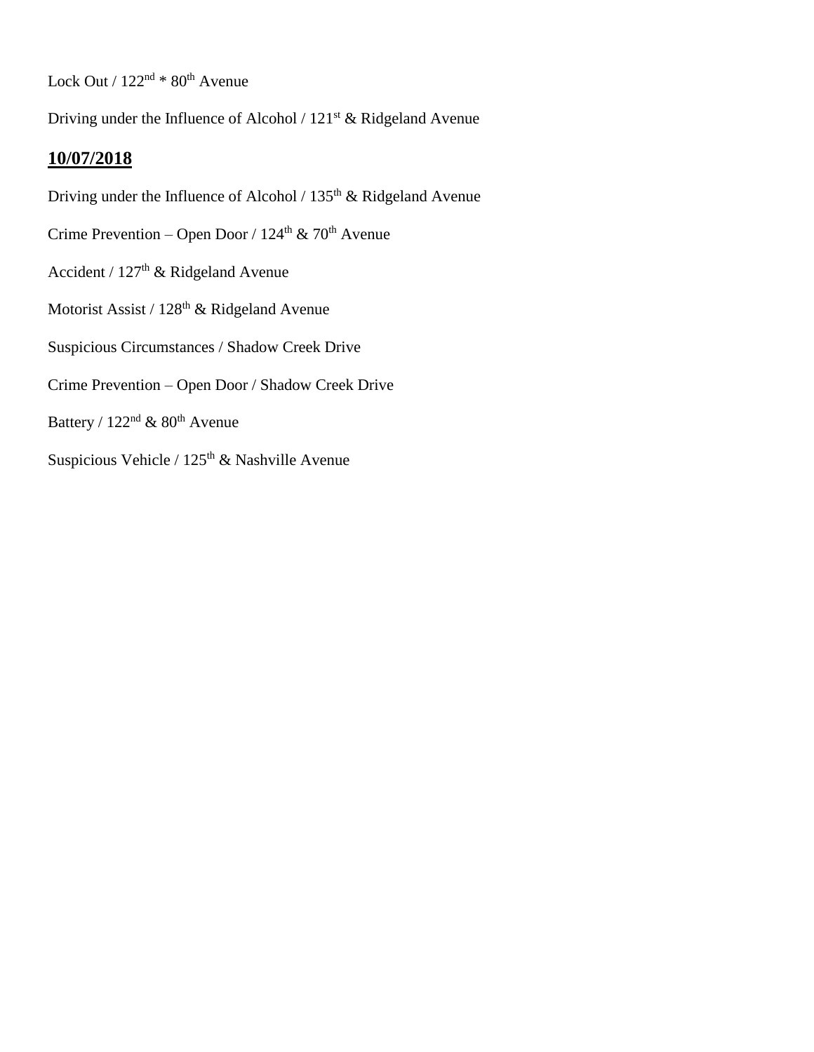Lock Out / 122nd * 80th Avenue

Driving under the Influence of Alcohol / 121st & Ridgeland Avenue

## **10/07/2018**

Driving under the Influence of Alcohol / 135th & Ridgeland Avenue

Crime Prevention – Open Door / 124th & 70th Avenue

Accident / 127th & Ridgeland Avenue

Motorist Assist / 128th & Ridgeland Avenue

Suspicious Circumstances / Shadow Creek Drive

Crime Prevention – Open Door / Shadow Creek Drive

Battery / 122nd & 80th Avenue

Suspicious Vehicle / 125th & Nashville Avenue